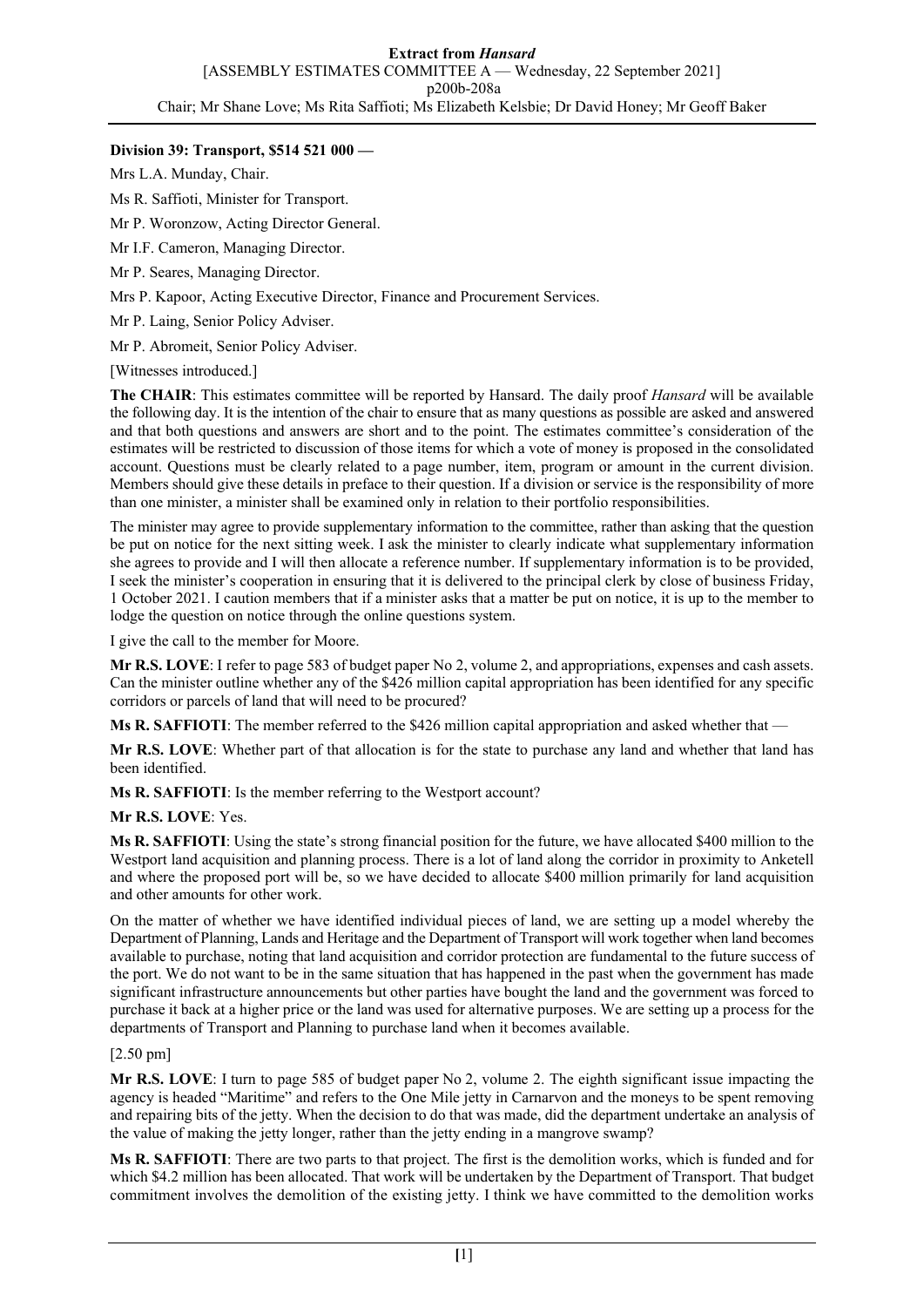**Division 39: Transport, $514 521 000 —**

Mrs L.A. Munday, Chair.

Ms R. Saffioti, Minister for Transport.

Mr P. Woronzow, Acting Director General.

Mr I.F. Cameron, Managing Director.

Mr P. Seares, Managing Director.

Mrs P. Kapoor, Acting Executive Director, Finance and Procurement Services.

Mr P. Laing, Senior Policy Adviser.

Mr P. Abromeit, Senior Policy Adviser.

[Witnesses introduced.]

**The CHAIR**: This estimates committee will be reported by Hansard. The daily proof *Hansard* will be available the following day. It is the intention of the chair to ensure that as many questions as possible are asked and answered and that both questions and answers are short and to the point. The estimates committee's consideration of the estimates will be restricted to discussion of those items for which a vote of money is proposed in the consolidated account. Questions must be clearly related to a page number, item, program or amount in the current division. Members should give these details in preface to their question. If a division or service is the responsibility of more than one minister, a minister shall be examined only in relation to their portfolio responsibilities.

The minister may agree to provide supplementary information to the committee, rather than asking that the question be put on notice for the next sitting week. I ask the minister to clearly indicate what supplementary information she agrees to provide and I will then allocate a reference number. If supplementary information is to be provided, I seek the minister's cooperation in ensuring that it is delivered to the principal clerk by close of business Friday, 1 October 2021. I caution members that if a minister asks that a matter be put on notice, it is up to the member to lodge the question on notice through the online questions system.

I give the call to the member for Moore.

**Mr R.S. LOVE**: I refer to page 583 of budget paper No 2, volume 2, and appropriations, expenses and cash assets. Can the minister outline whether any of the $426 million capital appropriation has been identified for any specific corridors or parcels of land that will need to be procured?

**Ms R. SAFFIOTI**: The member referred to the $426 million capital appropriation and asked whether that —

**Mr R.S. LOVE**: Whether part of that allocation is for the state to purchase any land and whether that land has been identified.

**Ms R. SAFFIOTI**: Is the member referring to the Westport account?

**Mr R.S. LOVE**: Yes.

**Ms R. SAFFIOTI**: Using the state's strong financial position for the future, we have allocated $400 million to the Westport land acquisition and planning process. There is a lot of land along the corridor in proximity to Anketell and where the proposed port will be, so we have decided to allocate $400 million primarily for land acquisition and other amounts for other work.

On the matter of whether we have identified individual pieces of land, we are setting up a model whereby the Department of Planning, Lands and Heritage and the Department of Transport will work together when land becomes available to purchase, noting that land acquisition and corridor protection are fundamental to the future success of the port. We do not want to be in the same situation that has happened in the past when the government has made significant infrastructure announcements but other parties have bought the land and the government was forced to purchase it back at a higher price or the land was used for alternative purposes. We are setting up a process for the departments of Transport and Planning to purchase land when it becomes available.

[2.50 pm]

**Mr R.S. LOVE**: I turn to page 585 of budget paper No 2, volume 2. The eighth significant issue impacting the agency is headed "Maritime" and refers to the One Mile jetty in Carnarvon and the moneys to be spent removing and repairing bits of the jetty. When the decision to do that was made, did the department undertake an analysis of the value of making the jetty longer, rather than the jetty ending in a mangrove swamp?

**Ms R. SAFFIOTI**: There are two parts to that project. The first is the demolition works, which is funded and for which $4.2 million has been allocated. That work will be undertaken by the Department of Transport. That budget commitment involves the demolition of the existing jetty. I think we have committed to the demolition works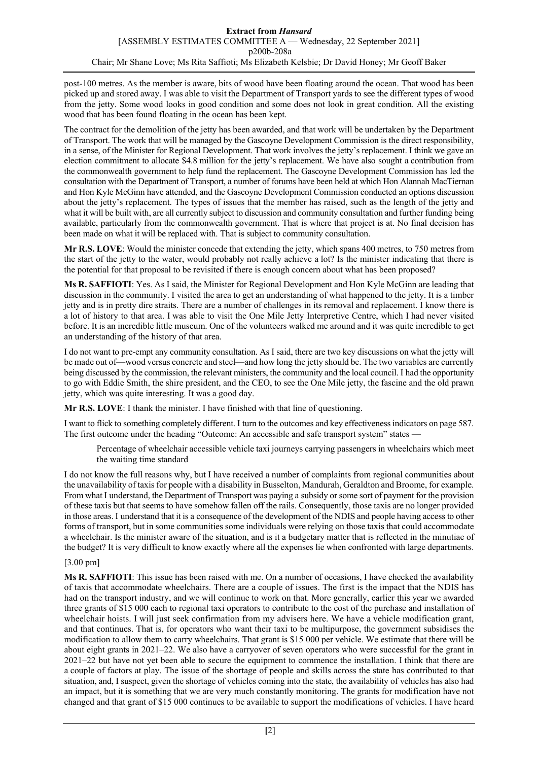post-100 metres. As the member is aware, bits of wood have been floating around the ocean. That wood has been picked up and stored away. I was able to visit the Department of Transport yards to see the different types of wood from the jetty. Some wood looks in good condition and some does not look in great condition. All the existing wood that has been found floating in the ocean has been kept.

The contract for the demolition of the jetty has been awarded, and that work will be undertaken by the Department of Transport. The work that will be managed by the Gascoyne Development Commission is the direct responsibility, in a sense, of the Minister for Regional Development. That work involves the jetty's replacement. I think we gave an election commitment to allocate $4.8 million for the jetty's replacement. We have also sought a contribution from the commonwealth government to help fund the replacement. The Gascoyne Development Commission has led the consultation with the Department of Transport, a number of forums have been held at which Hon Alannah MacTiernan and Hon Kyle McGinn have attended, and the Gascoyne Development Commission conducted an options discussion about the jetty's replacement. The types of issues that the member has raised, such as the length of the jetty and what it will be built with, are all currently subject to discussion and community consultation and further funding being available, particularly from the commonwealth government. That is where that project is at. No final decision has been made on what it will be replaced with. That is subject to community consultation.

**Mr R.S. LOVE**: Would the minister concede that extending the jetty, which spans 400 metres, to 750 metres from the start of the jetty to the water, would probably not really achieve a lot? Is the minister indicating that there is the potential for that proposal to be revisited if there is enough concern about what has been proposed?

**Ms R. SAFFIOTI**: Yes. As I said, the Minister for Regional Development and Hon Kyle McGinn are leading that discussion in the community. I visited the area to get an understanding of what happened to the jetty. It is a timber jetty and is in pretty dire straits. There are a number of challenges in its removal and replacement. I know there is a lot of history to that area. I was able to visit the One Mile Jetty Interpretive Centre, which I had never visited before. It is an incredible little museum. One of the volunteers walked me around and it was quite incredible to get an understanding of the history of that area.

I do not want to pre-empt any community consultation. As I said, there are two key discussions on what the jetty will be made out of—wood versus concrete and steel—and how long the jetty should be. The two variables are currently being discussed by the commission, the relevant ministers, the community and the local council. I had the opportunity to go with Eddie Smith, the shire president, and the CEO, to see the One Mile jetty, the fascine and the old prawn jetty, which was quite interesting. It was a good day.

**Mr R.S. LOVE**: I thank the minister. I have finished with that line of questioning.

I want to flick to something completely different. I turn to the outcomes and key effectiveness indicators on page 587. The first outcome under the heading "Outcome: An accessible and safe transport system" states —

> Percentage of wheelchair accessible vehicle taxi journeys carrying passengers in wheelchairs which meet the waiting time standard

I do not know the full reasons why, but I have received a number of complaints from regional communities about the unavailability of taxis for people with a disability in Busselton, Mandurah, Geraldton and Broome, for example. From what I understand, the Department of Transport was paying a subsidy or some sort of payment for the provision of these taxis but that seems to have somehow fallen off the rails. Consequently, those taxis are no longer provided in those areas. I understand that it is a consequence of the development of the NDIS and people having access to other forms of transport, but in some communities some individuals were relying on those taxis that could accommodate a wheelchair. Is the minister aware of the situation, and is it a budgetary matter that is reflected in the minutiae of the budget? It is very difficult to know exactly where all the expenses lie when confronted with large departments.

[3.00 pm]

**Ms R. SAFFIOTI**: This issue has been raised with me. On a number of occasions, I have checked the availability of taxis that accommodate wheelchairs. There are a couple of issues. The first is the impact that the NDIS has had on the transport industry, and we will continue to work on that. More generally, earlier this year we awarded three grants of $15 000 each to regional taxi operators to contribute to the cost of the purchase and installation of wheelchair hoists. I will just seek confirmation from my advisers here. We have a vehicle modification grant, and that continues. That is, for operators who want their taxi to be multipurpose, the government subsidises the modification to allow them to carry wheelchairs. That grant is $15 000 per vehicle. We estimate that there will be about eight grants in 2021–22. We also have a carryover of seven operators who were successful for the grant in 2021–22 but have not yet been able to secure the equipment to commence the installation. I think that there are a couple of factors at play. The issue of the shortage of people and skills across the state has contributed to that situation, and, I suspect, given the shortage of vehicles coming into the state, the availability of vehicles has also had an impact, but it is something that we are very much constantly monitoring. The grants for modification have not changed and that grant of $15 000 continues to be available to support the modifications of vehicles. I have heard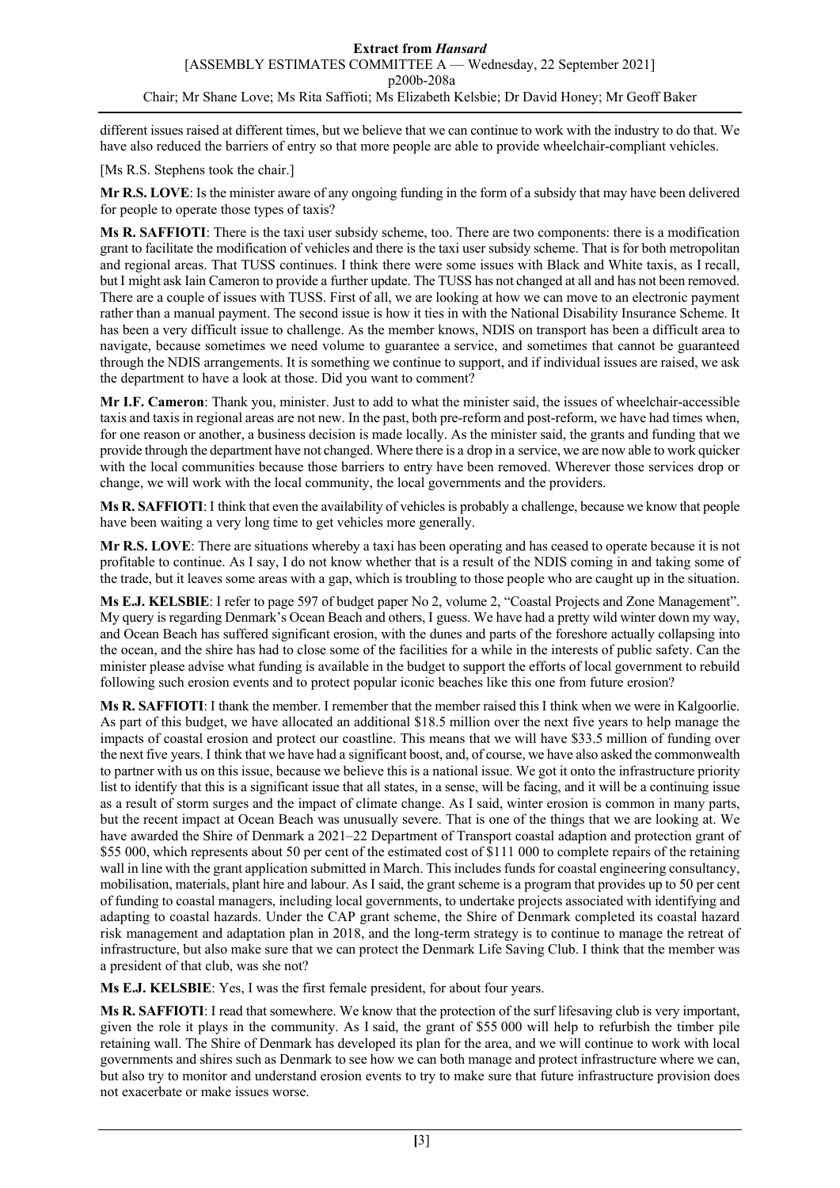different issues raised at different times, but we believe that we can continue to work with the industry to do that. We have also reduced the barriers of entry so that more people are able to provide wheelchair-compliant vehicles.

[Ms R.S. Stephens took the chair.]

**Mr R.S. LOVE**: Is the minister aware of any ongoing funding in the form of a subsidy that may have been delivered for people to operate those types of taxis?

**Ms R. SAFFIOTI**: There is the taxi user subsidy scheme, too. There are two components: there is a modification grant to facilitate the modification of vehicles and there is the taxi user subsidy scheme. That is for both metropolitan and regional areas. That TUSS continues. I think there were some issues with Black and White taxis, as I recall, but I might ask Iain Cameron to provide a further update. The TUSS has not changed at all and has not been removed. There are a couple of issues with TUSS. First of all, we are looking at how we can move to an electronic payment rather than a manual payment. The second issue is how it ties in with the National Disability Insurance Scheme. It has been a very difficult issue to challenge. As the member knows, NDIS on transport has been a difficult area to navigate, because sometimes we need volume to guarantee a service, and sometimes that cannot be guaranteed through the NDIS arrangements. It is something we continue to support, and if individual issues are raised, we ask the department to have a look at those. Did you want to comment?

**Mr I.F. Cameron**: Thank you, minister. Just to add to what the minister said, the issues of wheelchair-accessible taxis and taxis in regional areas are not new. In the past, both pre-reform and post-reform, we have had times when, for one reason or another, a business decision is made locally. As the minister said, the grants and funding that we provide through the department have not changed. Where there is a drop in a service, we are now able to work quicker with the local communities because those barriers to entry have been removed. Wherever those services drop or change, we will work with the local community, the local governments and the providers.

**Ms R. SAFFIOTI**: I think that even the availability of vehicles is probably a challenge, because we know that people have been waiting a very long time to get vehicles more generally.

**Mr R.S. LOVE**: There are situations whereby a taxi has been operating and has ceased to operate because it is not profitable to continue. As I say, I do not know whether that is a result of the NDIS coming in and taking some of the trade, but it leaves some areas with a gap, which is troubling to those people who are caught up in the situation.

**Ms E.J. KELSBIE**: I refer to page 597 of budget paper No 2, volume 2, "Coastal Projects and Zone Management". My query is regarding Denmark's Ocean Beach and others, I guess. We have had a pretty wild winter down my way, and Ocean Beach has suffered significant erosion, with the dunes and parts of the foreshore actually collapsing into the ocean, and the shire has had to close some of the facilities for a while in the interests of public safety. Can the minister please advise what funding is available in the budget to support the efforts of local government to rebuild following such erosion events and to protect popular iconic beaches like this one from future erosion?

**Ms R. SAFFIOTI**: I thank the member. I remember that the member raised this I think when we were in Kalgoorlie. As part of this budget, we have allocated an additional \$18.5 million over the next five years to help manage the impacts of coastal erosion and protect our coastline. This means that we will have \$33.5 million of funding over the next five years. I think that we have had a significant boost, and, of course, we have also asked the commonwealth to partner with us on this issue, because we believe this is a national issue. We got it onto the infrastructure priority list to identify that this is a significant issue that all states, in a sense, will be facing, and it will be a continuing issue as a result of storm surges and the impact of climate change. As I said, winter erosion is common in many parts, but the recent impact at Ocean Beach was unusually severe. That is one of the things that we are looking at. We have awarded the Shire of Denmark a 2021–22 Department of Transport coastal adaption and protection grant of \$55 000, which represents about 50 per cent of the estimated cost of \$111 000 to complete repairs of the retaining wall in line with the grant application submitted in March. This includes funds for coastal engineering consultancy, mobilisation, materials, plant hire and labour. As I said, the grant scheme is a program that provides up to 50 per cent of funding to coastal managers, including local governments, to undertake projects associated with identifying and adapting to coastal hazards. Under the CAP grant scheme, the Shire of Denmark completed its coastal hazard risk management and adaptation plan in 2018, and the long-term strategy is to continue to manage the retreat of infrastructure, but also make sure that we can protect the Denmark Life Saving Club. I think that the member was a president of that club, was she not?

**Ms E.J. KELSBIE**: Yes, I was the first female president, for about four years.

**Ms R. SAFFIOTI**: I read that somewhere. We know that the protection of the surf lifesaving club is very important, given the role it plays in the community. As I said, the grant of \$55 000 will help to refurbish the timber pile retaining wall. The Shire of Denmark has developed its plan for the area, and we will continue to work with local governments and shires such as Denmark to see how we can both manage and protect infrastructure where we can, but also try to monitor and understand erosion events to try to make sure that future infrastructure provision does not exacerbate or make issues worse.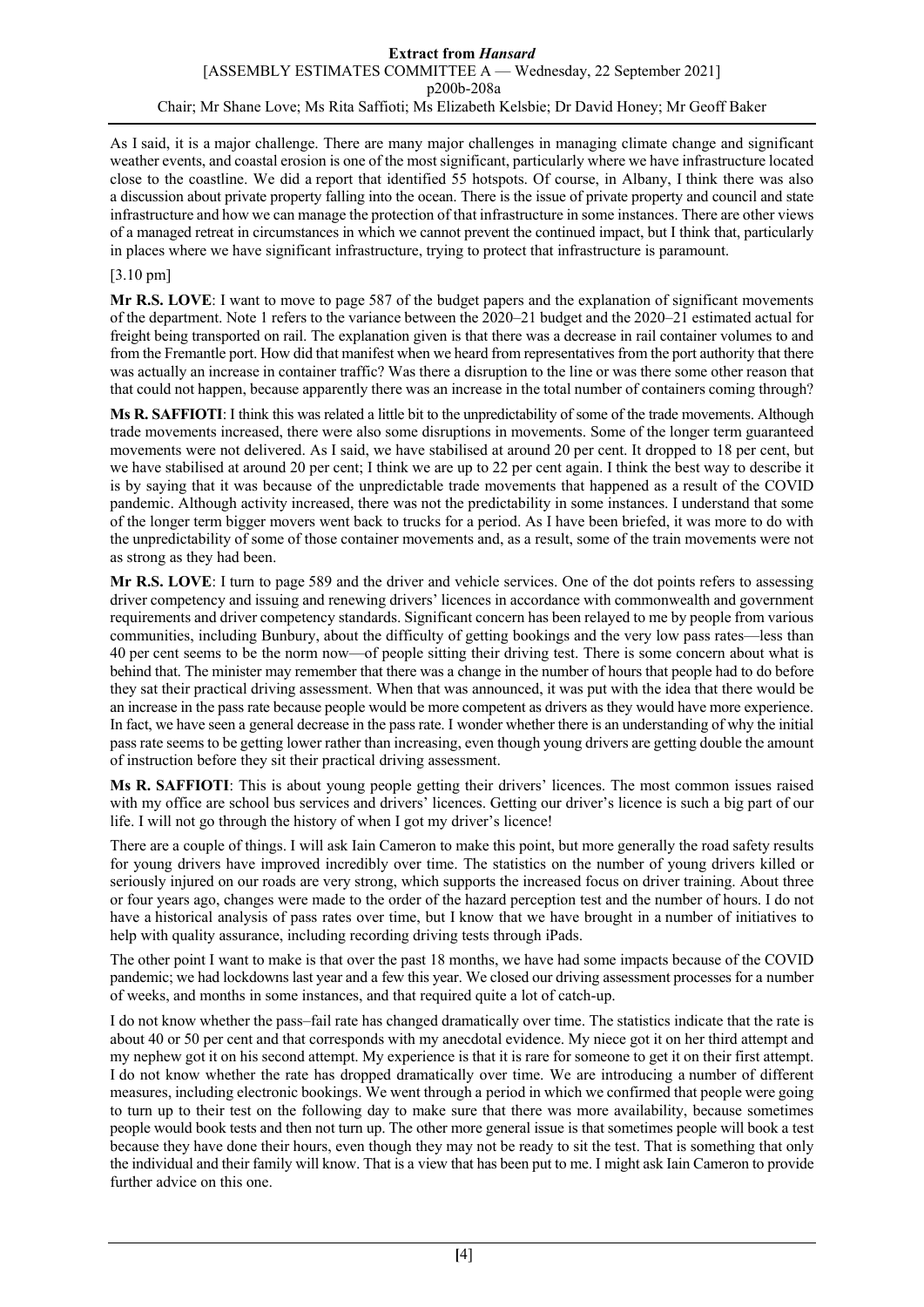As I said, it is a major challenge. There are many major challenges in managing climate change and significant weather events, and coastal erosion is one of the most significant, particularly where we have infrastructure located close to the coastline. We did a report that identified 55 hotspots. Of course, in Albany, I think there was also a discussion about private property falling into the ocean. There is the issue of private property and council and state infrastructure and how we can manage the protection of that infrastructure in some instances. There are other views of a managed retreat in circumstances in which we cannot prevent the continued impact, but I think that, particularly in places where we have significant infrastructure, trying to protect that infrastructure is paramount.

[3.10 pm]

**Mr R.S. LOVE**: I want to move to page 587 of the budget papers and the explanation of significant movements of the department. Note 1 refers to the variance between the 2020–21 budget and the 2020–21 estimated actual for freight being transported on rail. The explanation given is that there was a decrease in rail container volumes to and from the Fremantle port. How did that manifest when we heard from representatives from the port authority that there was actually an increase in container traffic? Was there a disruption to the line or was there some other reason that that could not happen, because apparently there was an increase in the total number of containers coming through?

**Ms R. SAFFIOTI**: I think this was related a little bit to the unpredictability of some of the trade movements. Although trade movements increased, there were also some disruptions in movements. Some of the longer term guaranteed movements were not delivered. As I said, we have stabilised at around 20 per cent. It dropped to 18 per cent, but we have stabilised at around 20 per cent; I think we are up to 22 per cent again. I think the best way to describe it is by saying that it was because of the unpredictable trade movements that happened as a result of the COVID pandemic. Although activity increased, there was not the predictability in some instances. I understand that some of the longer term bigger movers went back to trucks for a period. As I have been briefed, it was more to do with the unpredictability of some of those container movements and, as a result, some of the train movements were not as strong as they had been.

**Mr R.S. LOVE**: I turn to page 589 and the driver and vehicle services. One of the dot points refers to assessing driver competency and issuing and renewing drivers' licences in accordance with commonwealth and government requirements and driver competency standards. Significant concern has been relayed to me by people from various communities, including Bunbury, about the difficulty of getting bookings and the very low pass rates—less than 40 per cent seems to be the norm now—of people sitting their driving test. There is some concern about what is behind that. The minister may remember that there was a change in the number of hours that people had to do before they sat their practical driving assessment. When that was announced, it was put with the idea that there would be an increase in the pass rate because people would be more competent as drivers as they would have more experience. In fact, we have seen a general decrease in the pass rate. I wonder whether there is an understanding of why the initial pass rate seems to be getting lower rather than increasing, even though young drivers are getting double the amount of instruction before they sit their practical driving assessment.

**Ms R. SAFFIOTI**: This is about young people getting their drivers' licences. The most common issues raised with my office are school bus services and drivers' licences. Getting our driver's licence is such a big part of our life. I will not go through the history of when I got my driver's licence!

There are a couple of things. I will ask Iain Cameron to make this point, but more generally the road safety results for young drivers have improved incredibly over time. The statistics on the number of young drivers killed or seriously injured on our roads are very strong, which supports the increased focus on driver training. About three or four years ago, changes were made to the order of the hazard perception test and the number of hours. I do not have a historical analysis of pass rates over time, but I know that we have brought in a number of initiatives to help with quality assurance, including recording driving tests through iPads.

The other point I want to make is that over the past 18 months, we have had some impacts because of the COVID pandemic; we had lockdowns last year and a few this year. We closed our driving assessment processes for a number of weeks, and months in some instances, and that required quite a lot of catch-up.

I do not know whether the pass–fail rate has changed dramatically over time. The statistics indicate that the rate is about 40 or 50 per cent and that corresponds with my anecdotal evidence. My niece got it on her third attempt and my nephew got it on his second attempt. My experience is that it is rare for someone to get it on their first attempt. I do not know whether the rate has dropped dramatically over time. We are introducing a number of different measures, including electronic bookings. We went through a period in which we confirmed that people were going to turn up to their test on the following day to make sure that there was more availability, because sometimes people would book tests and then not turn up. The other more general issue is that sometimes people will book a test because they have done their hours, even though they may not be ready to sit the test. That is something that only the individual and their family will know. That is a view that has been put to me. I might ask Iain Cameron to provide further advice on this one.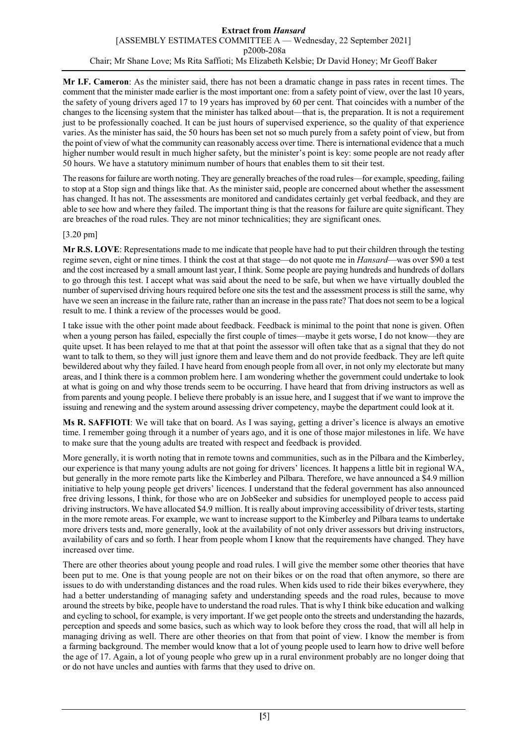**Mr I.F. Cameron**: As the minister said, there has not been a dramatic change in pass rates in recent times. The comment that the minister made earlier is the most important one: from a safety point of view, over the last 10 years, the safety of young drivers aged 17 to 19 years has improved by 60 per cent. That coincides with a number of the changes to the licensing system that the minister has talked about—that is, the preparation. It is not a requirement just to be professionally coached. It can be just hours of supervised experience, so the quality of that experience varies. As the minister has said, the 50 hours has been set not so much purely from a safety point of view, but from the point of view of what the community can reasonably access over time. There is international evidence that a much higher number would result in much higher safety, but the minister's point is key: some people are not ready after 50 hours. We have a statutory minimum number of hours that enables them to sit their test.

The reasons for failure are worth noting. They are generally breaches of the road rules—for example, speeding, failing to stop at a Stop sign and things like that. As the minister said, people are concerned about whether the assessment has changed. It has not. The assessments are monitored and candidates certainly get verbal feedback, and they are able to see how and where they failed. The important thing is that the reasons for failure are quite significant. They are breaches of the road rules. They are not minor technicalities; they are significant ones.

[3.20 pm]

**Mr R.S. LOVE**: Representations made to me indicate that people have had to put their children through the testing regime seven, eight or nine times. I think the cost at that stage—do not quote me in *Hansard*—was over $90 a test and the cost increased by a small amount last year, I think. Some people are paying hundreds and hundreds of dollars to go through this test. I accept what was said about the need to be safe, but when we have virtually doubled the number of supervised driving hours required before one sits the test and the assessment process is still the same, why have we seen an increase in the failure rate, rather than an increase in the pass rate? That does not seem to be a logical result to me. I think a review of the processes would be good.

I take issue with the other point made about feedback. Feedback is minimal to the point that none is given. Often when a young person has failed, especially the first couple of times—maybe it gets worse, I do not know—they are quite upset. It has been relayed to me that at that point the assessor will often take that as a signal that they do not want to talk to them, so they will just ignore them and leave them and do not provide feedback. They are left quite bewildered about why they failed. I have heard from enough people from all over, in not only my electorate but many areas, and I think there is a common problem here. I am wondering whether the government could undertake to look at what is going on and why those trends seem to be occurring. I have heard that from driving instructors as well as from parents and young people. I believe there probably is an issue here, and I suggest that if we want to improve the issuing and renewing and the system around assessing driver competency, maybe the department could look at it.

**Ms R. SAFFIOTI**: We will take that on board. As I was saying, getting a driver's licence is always an emotive time. I remember going through it a number of years ago, and it is one of those major milestones in life. We have to make sure that the young adults are treated with respect and feedback is provided.

More generally, it is worth noting that in remote towns and communities, such as in the Pilbara and the Kimberley, our experience is that many young adults are not going for drivers' licences. It happens a little bit in regional WA, but generally in the more remote parts like the Kimberley and Pilbara. Therefore, we have announced a $4.9 million initiative to help young people get drivers' licences. I understand that the federal government has also announced free driving lessons, I think, for those who are on JobSeeker and subsidies for unemployed people to access paid driving instructors. We have allocated $4.9 million. It is really about improving accessibility of driver tests, starting in the more remote areas. For example, we want to increase support to the Kimberley and Pilbara teams to undertake more drivers tests and, more generally, look at the availability of not only driver assessors but driving instructors, availability of cars and so forth. I hear from people whom I know that the requirements have changed. They have increased over time.

There are other theories about young people and road rules. I will give the member some other theories that have been put to me. One is that young people are not on their bikes or on the road that often anymore, so there are issues to do with understanding distances and the road rules. When kids used to ride their bikes everywhere, they had a better understanding of managing safety and understanding speeds and the road rules, because to move around the streets by bike, people have to understand the road rules. That is why I think bike education and walking and cycling to school, for example, is very important. If we get people onto the streets and understanding the hazards, perception and speeds and some basics, such as which way to look before they cross the road, that will all help in managing driving as well. There are other theories on that from that point of view. I know the member is from a farming background. The member would know that a lot of young people used to learn how to drive well before the age of 17. Again, a lot of young people who grew up in a rural environment probably are no longer doing that or do not have uncles and aunties with farms that they used to drive on.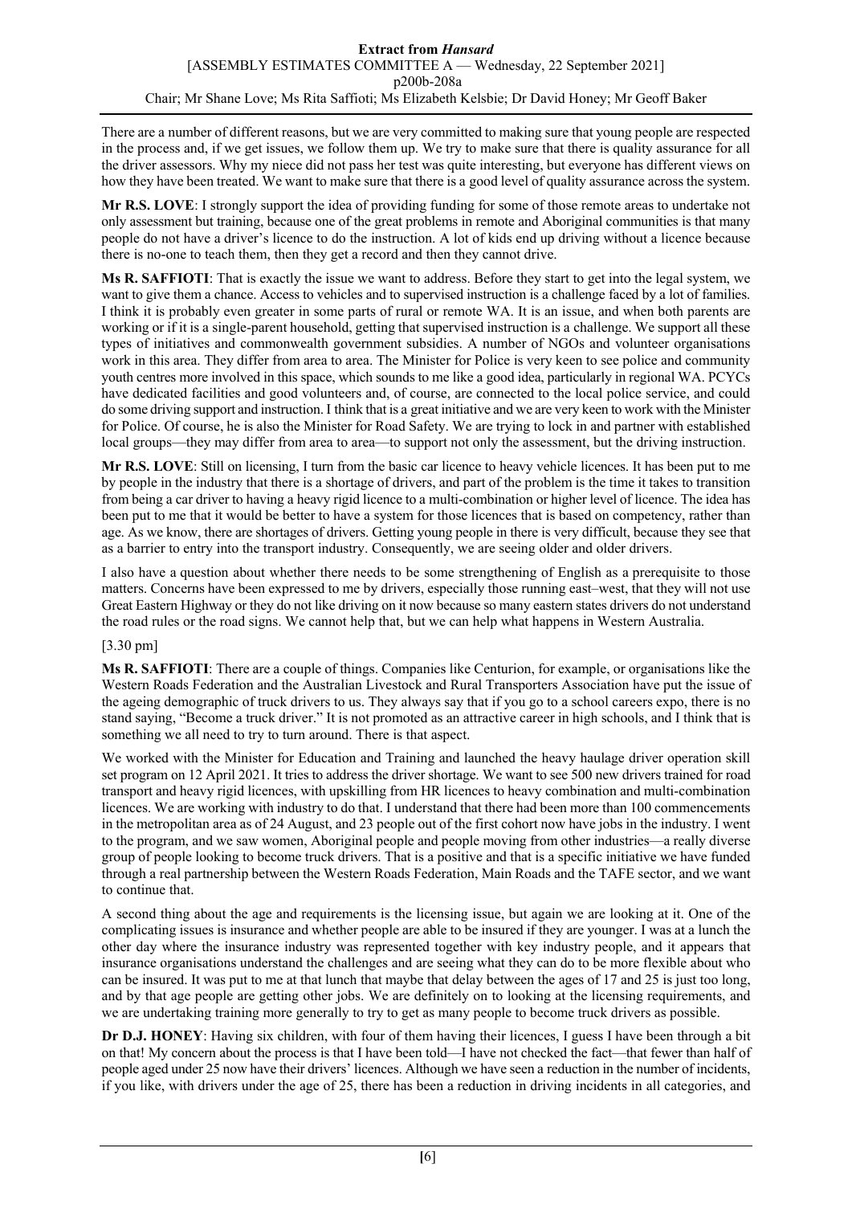There are a number of different reasons, but we are very committed to making sure that young people are respected in the process and, if we get issues, we follow them up. We try to make sure that there is quality assurance for all the driver assessors. Why my niece did not pass her test was quite interesting, but everyone has different views on how they have been treated. We want to make sure that there is a good level of quality assurance across the system.

**Mr R.S. LOVE**: I strongly support the idea of providing funding for some of those remote areas to undertake not only assessment but training, because one of the great problems in remote and Aboriginal communities is that many people do not have a driver's licence to do the instruction. A lot of kids end up driving without a licence because there is no-one to teach them, then they get a record and then they cannot drive.

**Ms R. SAFFIOTI**: That is exactly the issue we want to address. Before they start to get into the legal system, we want to give them a chance. Access to vehicles and to supervised instruction is a challenge faced by a lot of families. I think it is probably even greater in some parts of rural or remote WA. It is an issue, and when both parents are working or if it is a single-parent household, getting that supervised instruction is a challenge. We support all these types of initiatives and commonwealth government subsidies. A number of NGOs and volunteer organisations work in this area. They differ from area to area. The Minister for Police is very keen to see police and community youth centres more involved in this space, which sounds to me like a good idea, particularly in regional WA. PCYCs have dedicated facilities and good volunteers and, of course, are connected to the local police service, and could do some driving support and instruction. I think that is a great initiative and we are very keen to work with the Minister for Police. Of course, he is also the Minister for Road Safety. We are trying to lock in and partner with established local groups—they may differ from area to area—to support not only the assessment, but the driving instruction.

**Mr R.S. LOVE**: Still on licensing, I turn from the basic car licence to heavy vehicle licences. It has been put to me by people in the industry that there is a shortage of drivers, and part of the problem is the time it takes to transition from being a car driver to having a heavy rigid licence to a multi-combination or higher level of licence. The idea has been put to me that it would be better to have a system for those licences that is based on competency, rather than age. As we know, there are shortages of drivers. Getting young people in there is very difficult, because they see that as a barrier to entry into the transport industry. Consequently, we are seeing older and older drivers.

I also have a question about whether there needs to be some strengthening of English as a prerequisite to those matters. Concerns have been expressed to me by drivers, especially those running east–west, that they will not use Great Eastern Highway or they do not like driving on it now because so many eastern states drivers do not understand the road rules or the road signs. We cannot help that, but we can help what happens in Western Australia.

[3.30 pm]

**Ms R. SAFFIOTI**: There are a couple of things. Companies like Centurion, for example, or organisations like the Western Roads Federation and the Australian Livestock and Rural Transporters Association have put the issue of the ageing demographic of truck drivers to us. They always say that if you go to a school careers expo, there is no stand saying, "Become a truck driver." It is not promoted as an attractive career in high schools, and I think that is something we all need to try to turn around. There is that aspect.

We worked with the Minister for Education and Training and launched the heavy haulage driver operation skill set program on 12 April 2021. It tries to address the driver shortage. We want to see 500 new drivers trained for road transport and heavy rigid licences, with upskilling from HR licences to heavy combination and multi-combination licences. We are working with industry to do that. I understand that there had been more than 100 commencements in the metropolitan area as of 24 August, and 23 people out of the first cohort now have jobs in the industry. I went to the program, and we saw women, Aboriginal people and people moving from other industries—a really diverse group of people looking to become truck drivers. That is a positive and that is a specific initiative we have funded through a real partnership between the Western Roads Federation, Main Roads and the TAFE sector, and we want to continue that.

A second thing about the age and requirements is the licensing issue, but again we are looking at it. One of the complicating issues is insurance and whether people are able to be insured if they are younger. I was at a lunch the other day where the insurance industry was represented together with key industry people, and it appears that insurance organisations understand the challenges and are seeing what they can do to be more flexible about who can be insured. It was put to me at that lunch that maybe that delay between the ages of 17 and 25 is just too long, and by that age people are getting other jobs. We are definitely on to looking at the licensing requirements, and we are undertaking training more generally to try to get as many people to become truck drivers as possible.

**Dr D.J. HONEY**: Having six children, with four of them having their licences, I guess I have been through a bit on that! My concern about the process is that I have been told—I have not checked the fact—that fewer than half of people aged under 25 now have their drivers' licences. Although we have seen a reduction in the number of incidents, if you like, with drivers under the age of 25, there has been a reduction in driving incidents in all categories, and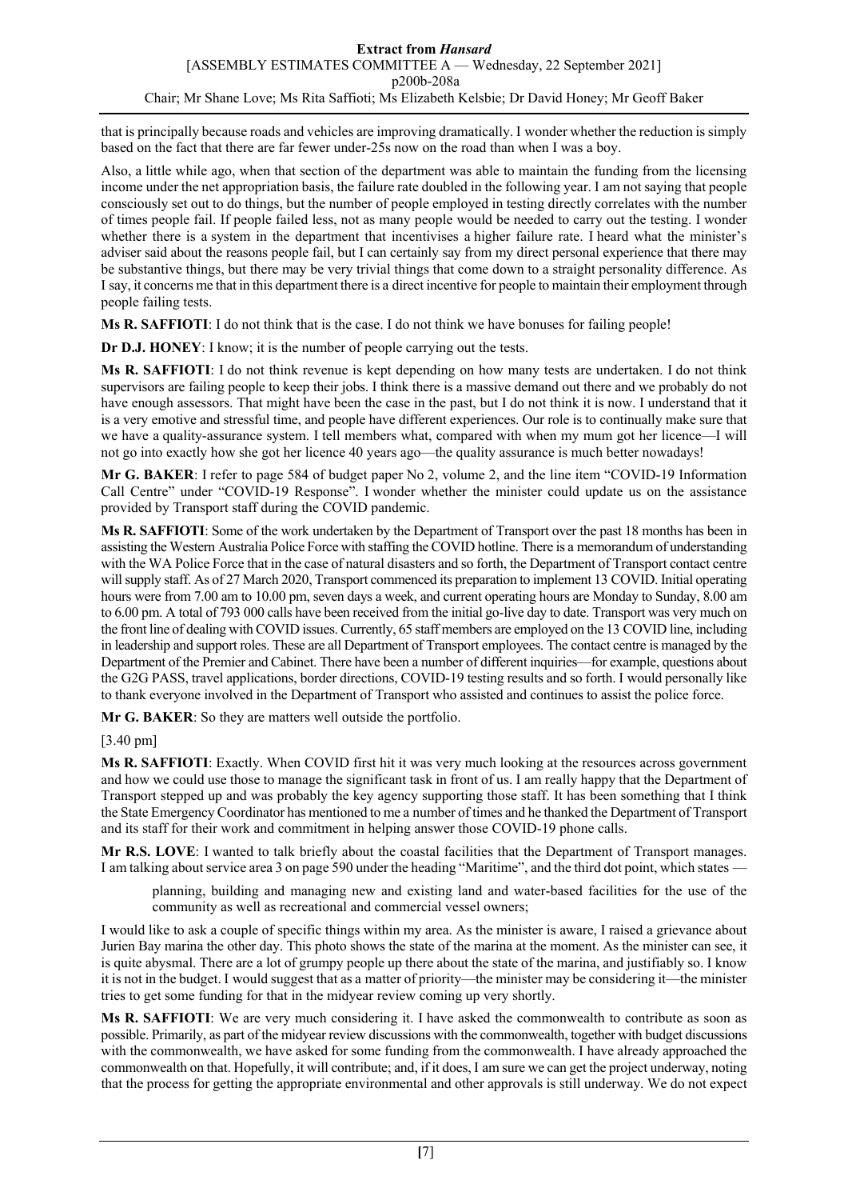that is principally because roads and vehicles are improving dramatically. I wonder whether the reduction is simply based on the fact that there are far fewer under-25s now on the road than when I was a boy.

Also, a little while ago, when that section of the department was able to maintain the funding from the licensing income under the net appropriation basis, the failure rate doubled in the following year. I am not saying that people consciously set out to do things, but the number of people employed in testing directly correlates with the number of times people fail. If people failed less, not as many people would be needed to carry out the testing. I wonder whether there is a system in the department that incentivises a higher failure rate. I heard what the minister's adviser said about the reasons people fail, but I can certainly say from my direct personal experience that there may be substantive things, but there may be very trivial things that come down to a straight personality difference. As I say, it concerns me that in this department there is a direct incentive for people to maintain their employment through people failing tests.

**Ms R. SAFFIOTI**: I do not think that is the case. I do not think we have bonuses for failing people!

**Dr D.J. HONEY**: I know; it is the number of people carrying out the tests.

**Ms R. SAFFIOTI**: I do not think revenue is kept depending on how many tests are undertaken. I do not think supervisors are failing people to keep their jobs. I think there is a massive demand out there and we probably do not have enough assessors. That might have been the case in the past, but I do not think it is now. I understand that it is a very emotive and stressful time, and people have different experiences. Our role is to continually make sure that we have a quality-assurance system. I tell members what, compared with when my mum got her licence—I will not go into exactly how she got her licence 40 years ago—the quality assurance is much better nowadays!

**Mr G. BAKER**: I refer to page 584 of budget paper No 2, volume 2, and the line item "COVID-19 Information Call Centre" under "COVID-19 Response". I wonder whether the minister could update us on the assistance provided by Transport staff during the COVID pandemic.

**Ms R. SAFFIOTI**: Some of the work undertaken by the Department of Transport over the past 18 months has been in assisting the Western Australia Police Force with staffing the COVID hotline. There is a memorandum of understanding with the WA Police Force that in the case of natural disasters and so forth, the Department of Transport contact centre will supply staff. As of 27 March 2020, Transport commenced its preparation to implement 13 COVID. Initial operating hours were from 7.00 am to 10.00 pm, seven days a week, and current operating hours are Monday to Sunday, 8.00 am to 6.00 pm. A total of 793 000 calls have been received from the initial go-live day to date. Transport was very much on the front line of dealing with COVID issues. Currently, 65 staff members are employed on the 13 COVID line, including in leadership and support roles. These are all Department of Transport employees. The contact centre is managed by the Department of the Premier and Cabinet. There have been a number of different inquiries—for example, questions about the G2G PASS, travel applications, border directions, COVID-19 testing results and so forth. I would personally like to thank everyone involved in the Department of Transport who assisted and continues to assist the police force.

**Mr G. BAKER**: So they are matters well outside the portfolio.

[3.40 pm]

**Ms R. SAFFIOTI**: Exactly. When COVID first hit it was very much looking at the resources across government and how we could use those to manage the significant task in front of us. I am really happy that the Department of Transport stepped up and was probably the key agency supporting those staff. It has been something that I think the State Emergency Coordinator has mentioned to me a number of times and he thanked the Department of Transport and its staff for their work and commitment in helping answer those COVID-19 phone calls.

**Mr R.S. LOVE**: I wanted to talk briefly about the coastal facilities that the Department of Transport manages. I am talking about service area 3 on page 590 under the heading "Maritime", and the third dot point, which states —

> planning, building and managing new and existing land and water-based facilities for the use of the community as well as recreational and commercial vessel owners;

I would like to ask a couple of specific things within my area. As the minister is aware, I raised a grievance about Jurien Bay marina the other day. This photo shows the state of the marina at the moment. As the minister can see, it is quite abysmal. There are a lot of grumpy people up there about the state of the marina, and justifiably so. I know it is not in the budget. I would suggest that as a matter of priority—the minister may be considering it—the minister tries to get some funding for that in the midyear review coming up very shortly.

**Ms R. SAFFIOTI**: We are very much considering it. I have asked the commonwealth to contribute as soon as possible. Primarily, as part of the midyear review discussions with the commonwealth, together with budget discussions with the commonwealth, we have asked for some funding from the commonwealth. I have already approached the commonwealth on that. Hopefully, it will contribute; and, if it does, I am sure we can get the project underway, noting that the process for getting the appropriate environmental and other approvals is still underway. We do not expect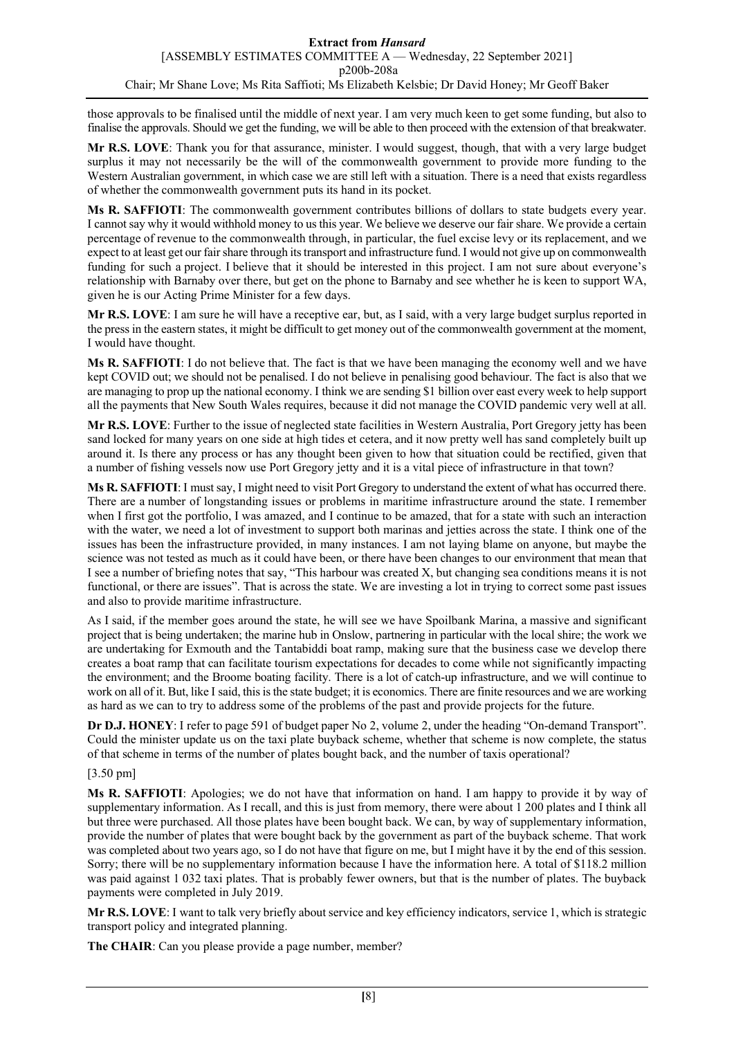those approvals to be finalised until the middle of next year. I am very much keen to get some funding, but also to finalise the approvals. Should we get the funding, we will be able to then proceed with the extension of that breakwater.

**Mr R.S. LOVE**: Thank you for that assurance, minister. I would suggest, though, that with a very large budget surplus it may not necessarily be the will of the commonwealth government to provide more funding to the Western Australian government, in which case we are still left with a situation. There is a need that exists regardless of whether the commonwealth government puts its hand in its pocket.

**Ms R. SAFFIOTI**: The commonwealth government contributes billions of dollars to state budgets every year. I cannot say why it would withhold money to us this year. We believe we deserve our fair share. We provide a certain percentage of revenue to the commonwealth through, in particular, the fuel excise levy or its replacement, and we expect to at least get our fair share through its transport and infrastructure fund. I would not give up on commonwealth funding for such a project. I believe that it should be interested in this project. I am not sure about everyone's relationship with Barnaby over there, but get on the phone to Barnaby and see whether he is keen to support WA, given he is our Acting Prime Minister for a few days.

**Mr R.S. LOVE**: I am sure he will have a receptive ear, but, as I said, with a very large budget surplus reported in the press in the eastern states, it might be difficult to get money out of the commonwealth government at the moment, I would have thought.

**Ms R. SAFFIOTI**: I do not believe that. The fact is that we have been managing the economy well and we have kept COVID out; we should not be penalised. I do not believe in penalising good behaviour. The fact is also that we are managing to prop up the national economy. I think we are sending $1 billion over east every week to help support all the payments that New South Wales requires, because it did not manage the COVID pandemic very well at all.

**Mr R.S. LOVE**: Further to the issue of neglected state facilities in Western Australia, Port Gregory jetty has been sand locked for many years on one side at high tides et cetera, and it now pretty well has sand completely built up around it. Is there any process or has any thought been given to how that situation could be rectified, given that a number of fishing vessels now use Port Gregory jetty and it is a vital piece of infrastructure in that town?

**Ms R. SAFFIOTI**: I must say, I might need to visit Port Gregory to understand the extent of what has occurred there. There are a number of longstanding issues or problems in maritime infrastructure around the state. I remember when I first got the portfolio, I was amazed, and I continue to be amazed, that for a state with such an interaction with the water, we need a lot of investment to support both marinas and jetties across the state. I think one of the issues has been the infrastructure provided, in many instances. I am not laying blame on anyone, but maybe the science was not tested as much as it could have been, or there have been changes to our environment that mean that I see a number of briefing notes that say, "This harbour was created X, but changing sea conditions means it is not functional, or there are issues". That is across the state. We are investing a lot in trying to correct some past issues and also to provide maritime infrastructure.

As I said, if the member goes around the state, he will see we have Spoilbank Marina, a massive and significant project that is being undertaken; the marine hub in Onslow, partnering in particular with the local shire; the work we are undertaking for Exmouth and the Tantabiddi boat ramp, making sure that the business case we develop there creates a boat ramp that can facilitate tourism expectations for decades to come while not significantly impacting the environment; and the Broome boating facility. There is a lot of catch-up infrastructure, and we will continue to work on all of it. But, like I said, this is the state budget; it is economics. There are finite resources and we are working as hard as we can to try to address some of the problems of the past and provide projects for the future.

**Dr D.J. HONEY**: I refer to page 591 of budget paper No 2, volume 2, under the heading "On-demand Transport". Could the minister update us on the taxi plate buyback scheme, whether that scheme is now complete, the status of that scheme in terms of the number of plates bought back, and the number of taxis operational?

[3.50 pm]

**Ms R. SAFFIOTI**: Apologies; we do not have that information on hand. I am happy to provide it by way of supplementary information. As I recall, and this is just from memory, there were about 1 200 plates and I think all but three were purchased. All those plates have been bought back. We can, by way of supplementary information, provide the number of plates that were bought back by the government as part of the buyback scheme. That work was completed about two years ago, so I do not have that figure on me, but I might have it by the end of this session. Sorry; there will be no supplementary information because I have the information here. A total of $118.2 million was paid against 1 032 taxi plates. That is probably fewer owners, but that is the number of plates. The buyback payments were completed in July 2019.

**Mr R.S. LOVE**: I want to talk very briefly about service and key efficiency indicators, service 1, which is strategic transport policy and integrated planning.

**The CHAIR**: Can you please provide a page number, member?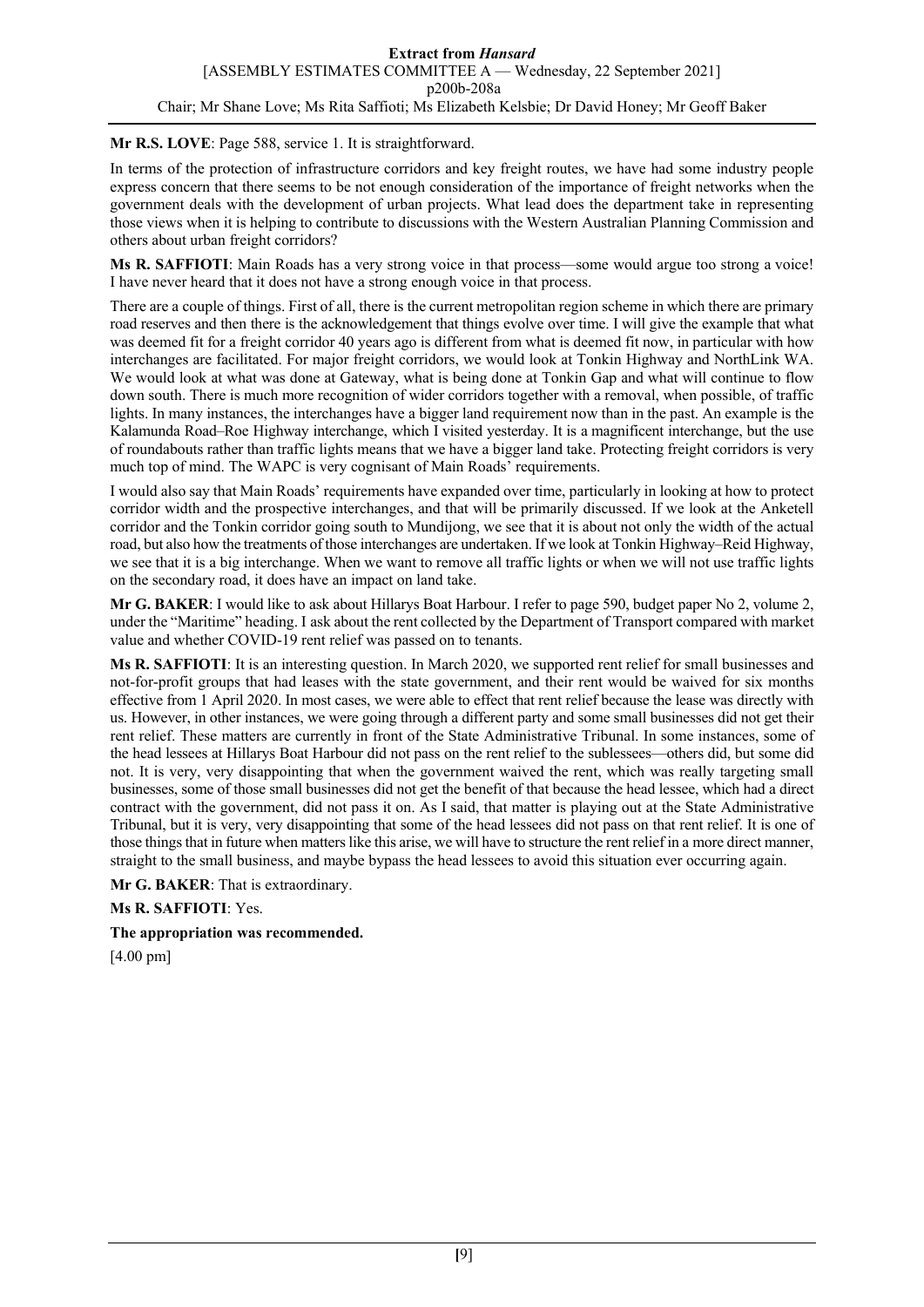**Mr R.S. LOVE**: Page 588, service 1. It is straightforward.

In terms of the protection of infrastructure corridors and key freight routes, we have had some industry people express concern that there seems to be not enough consideration of the importance of freight networks when the government deals with the development of urban projects. What lead does the department take in representing those views when it is helping to contribute to discussions with the Western Australian Planning Commission and others about urban freight corridors?

**Ms R. SAFFIOTI**: Main Roads has a very strong voice in that process—some would argue too strong a voice! I have never heard that it does not have a strong enough voice in that process.

There are a couple of things. First of all, there is the current metropolitan region scheme in which there are primary road reserves and then there is the acknowledgement that things evolve over time. I will give the example that what was deemed fit for a freight corridor 40 years ago is different from what is deemed fit now, in particular with how interchanges are facilitated. For major freight corridors, we would look at Tonkin Highway and NorthLink WA. We would look at what was done at Gateway, what is being done at Tonkin Gap and what will continue to flow down south. There is much more recognition of wider corridors together with a removal, when possible, of traffic lights. In many instances, the interchanges have a bigger land requirement now than in the past. An example is the Kalamunda Road–Roe Highway interchange, which I visited yesterday. It is a magnificent interchange, but the use of roundabouts rather than traffic lights means that we have a bigger land take. Protecting freight corridors is very much top of mind. The WAPC is very cognisant of Main Roads' requirements.

I would also say that Main Roads' requirements have expanded over time, particularly in looking at how to protect corridor width and the prospective interchanges, and that will be primarily discussed. If we look at the Anketell corridor and the Tonkin corridor going south to Mundijong, we see that it is about not only the width of the actual road, but also how the treatments of those interchanges are undertaken. If we look at Tonkin Highway–Reid Highway, we see that it is a big interchange. When we want to remove all traffic lights or when we will not use traffic lights on the secondary road, it does have an impact on land take.

**Mr G. BAKER**: I would like to ask about Hillarys Boat Harbour. I refer to page 590, budget paper No 2, volume 2, under the "Maritime" heading. I ask about the rent collected by the Department of Transport compared with market value and whether COVID-19 rent relief was passed on to tenants.

**Ms R. SAFFIOTI**: It is an interesting question. In March 2020, we supported rent relief for small businesses and not-for-profit groups that had leases with the state government, and their rent would be waived for six months effective from 1 April 2020. In most cases, we were able to effect that rent relief because the lease was directly with us. However, in other instances, we were going through a different party and some small businesses did not get their rent relief. These matters are currently in front of the State Administrative Tribunal. In some instances, some of the head lessees at Hillarys Boat Harbour did not pass on the rent relief to the sublessees—others did, but some did not. It is very, very disappointing that when the government waived the rent, which was really targeting small businesses, some of those small businesses did not get the benefit of that because the head lessee, which had a direct contract with the government, did not pass it on. As I said, that matter is playing out at the State Administrative Tribunal, but it is very, very disappointing that some of the head lessees did not pass on that rent relief. It is one of those things that in future when matters like this arise, we will have to structure the rent relief in a more direct manner, straight to the small business, and maybe bypass the head lessees to avoid this situation ever occurring again.

**Mr G. BAKER**: That is extraordinary.

**Ms R. SAFFIOTI**: Yes.

**The appropriation was recommended.**

[4.00 pm]